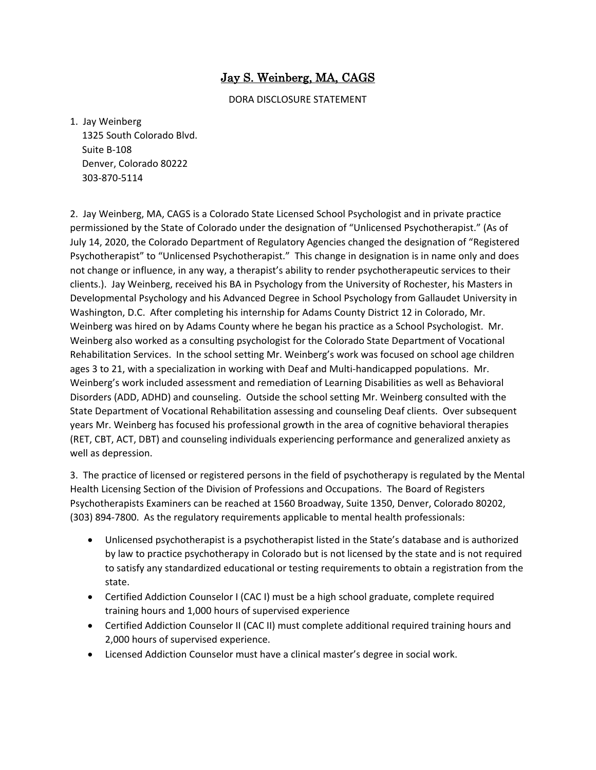# <u>Jay S. Weinberg, MA, CAGS</u>

DORA DISCLOSURE STATEMENT

1. Jay Weinberg
   1325 South Colorado Blvd.
   Suite B-108
   Denver, Colorado 80222
   303-870-5114

2. Jay Weinberg, MA, CAGS is a Colorado State Licensed School Psychologist and in private practice permissioned by the State of Colorado under the designation of "Unlicensed Psychotherapist." (As of July 14, 2020, the Colorado Department of Regulatory Agencies changed the designation of "Registered Psychotherapist" to "Unlicensed Psychotherapist." This change in designation is in name only and does not change or influence, in any way, a therapist's ability to render psychotherapeutic services to their clients.). Jay Weinberg, received his BA in Psychology from the University of Rochester, his Masters in Developmental Psychology and his Advanced Degree in School Psychology from Gallaudet University in Washington, D.C. After completing his internship for Adams County District 12 in Colorado, Mr. Weinberg was hired on by Adams County where he began his practice as a School Psychologist. Mr. Weinberg also worked as a consulting psychologist for the Colorado State Department of Vocational Rehabilitation Services. In the school setting Mr. Weinberg's work was focused on school age children ages 3 to 21, with a specialization in working with Deaf and Multi-handicapped populations. Mr. Weinberg's work included assessment and remediation of Learning Disabilities as well as Behavioral Disorders (ADD, ADHD) and counseling. Outside the school setting Mr. Weinberg consulted with the State Department of Vocational Rehabilitation assessing and counseling Deaf clients. Over subsequent years Mr. Weinberg has focused his professional growth in the area of cognitive behavioral therapies (RET, CBT, ACT, DBT) and counseling individuals experiencing performance and generalized anxiety as well as depression.

3. The practice of licensed or registered persons in the field of psychotherapy is regulated by the Mental Health Licensing Section of the Division of Professions and Occupations. The Board of Registers Psychotherapists Examiners can be reached at 1560 Broadway, Suite 1350, Denver, Colorado 80202, (303) 894-7800. As the regulatory requirements applicable to mental health professionals:

- Unlicensed psychotherapist is a psychotherapist listed in the State's database and is authorized by law to practice psychotherapy in Colorado but is not licensed by the state and is not required to satisfy any standardized educational or testing requirements to obtain a registration from the state.
- Certified Addiction Counselor I (CAC I) must be a high school graduate, complete required training hours and 1,000 hours of supervised experience
- Certified Addiction Counselor II (CAC II) must complete additional required training hours and 2,000 hours of supervised experience.
- Licensed Addiction Counselor must have a clinical master's degree in social work.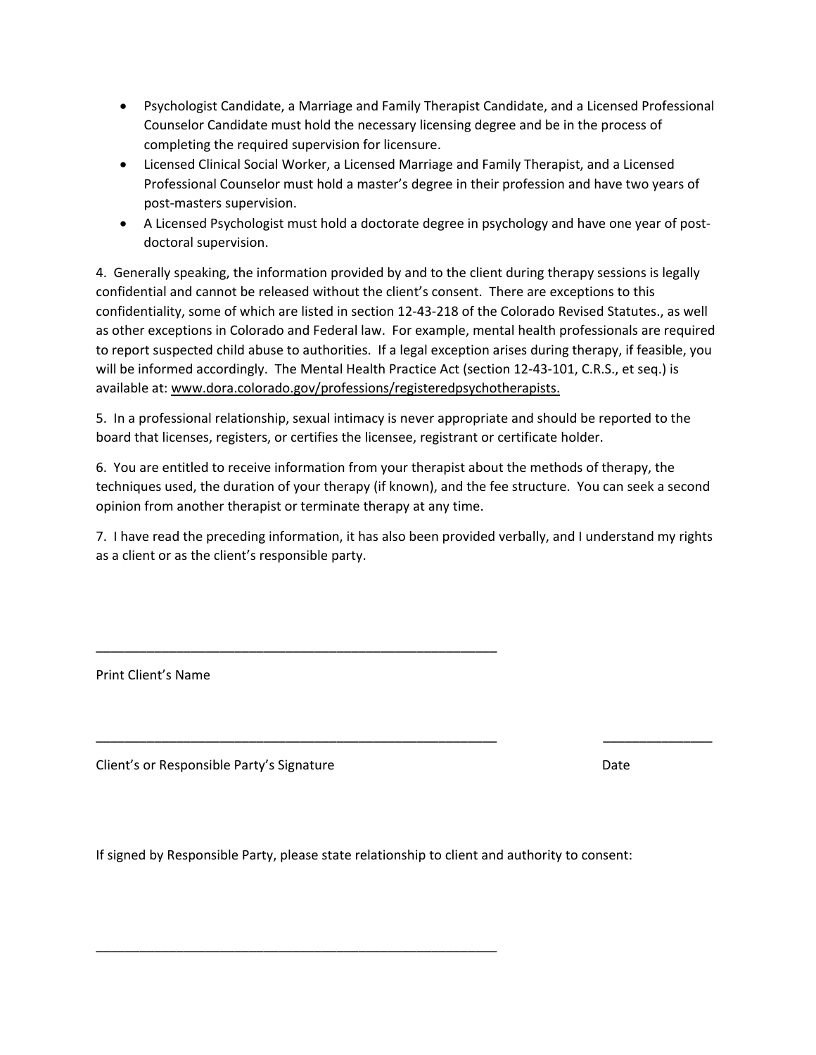- Psychologist Candidate, a Marriage and Family Therapist Candidate, and a Licensed Professional Counselor Candidate must hold the necessary licensing degree and be in the process of completing the required supervision for licensure.
- Licensed Clinical Social Worker, a Licensed Marriage and Family Therapist, and a Licensed Professional Counselor must hold a master's degree in their profession and have two years of post-masters supervision.
- A Licensed Psychologist must hold a doctorate degree in psychology and have one year of post-doctoral supervision.

4. Generally speaking, the information provided by and to the client during therapy sessions is legally confidential and cannot be released without the client's consent. There are exceptions to this confidentiality, some of which are listed in section 12-43-218 of the Colorado Revised Statutes., as well as other exceptions in Colorado and Federal law. For example, mental health professionals are required to report suspected child abuse to authorities. If a legal exception arises during therapy, if feasible, you will be informed accordingly. The Mental Health Practice Act (section 12-43-101, C.R.S., et seq.) is available at: www.dora.colorado.gov/professions/registeredpsychotherapists.

5. In a professional relationship, sexual intimacy is never appropriate and should be reported to the board that licenses, registers, or certifies the licensee, registrant or certificate holder.

6. You are entitled to receive information from your therapist about the methods of therapy, the techniques used, the duration of your therapy (if known), and the fee structure. You can seek a second opinion from another therapist or terminate therapy at any time.

7. I have read the preceding information, it has also been provided verbally, and I understand my rights as a client or as the client's responsible party.

\_\_\_\_\_\_\_\_\_\_\_\_\_\_\_\_\_\_\_\_\_\_\_\_\_\_\_\_\_\_\_\_\_\_\_\_\_\_\_\_\_\_\_\_\_\_\_\_

Print Client's Name

\_\_\_\_\_\_\_\_\_\_\_\_\_\_\_\_\_\_\_\_\_\_\_\_\_\_\_\_\_\_\_\_\_\_\_\_\_\_\_\_\_\_\_\_\_\_\_\_ \_\_\_\_\_\_\_\_\_\_\_\_\_\_\_

Client's or Responsible Party's Signature Date

If signed by Responsible Party, please state relationship to client and authority to consent:

\_\_\_\_\_\_\_\_\_\_\_\_\_\_\_\_\_\_\_\_\_\_\_\_\_\_\_\_\_\_\_\_\_\_\_\_\_\_\_\_\_\_\_\_\_\_\_\_